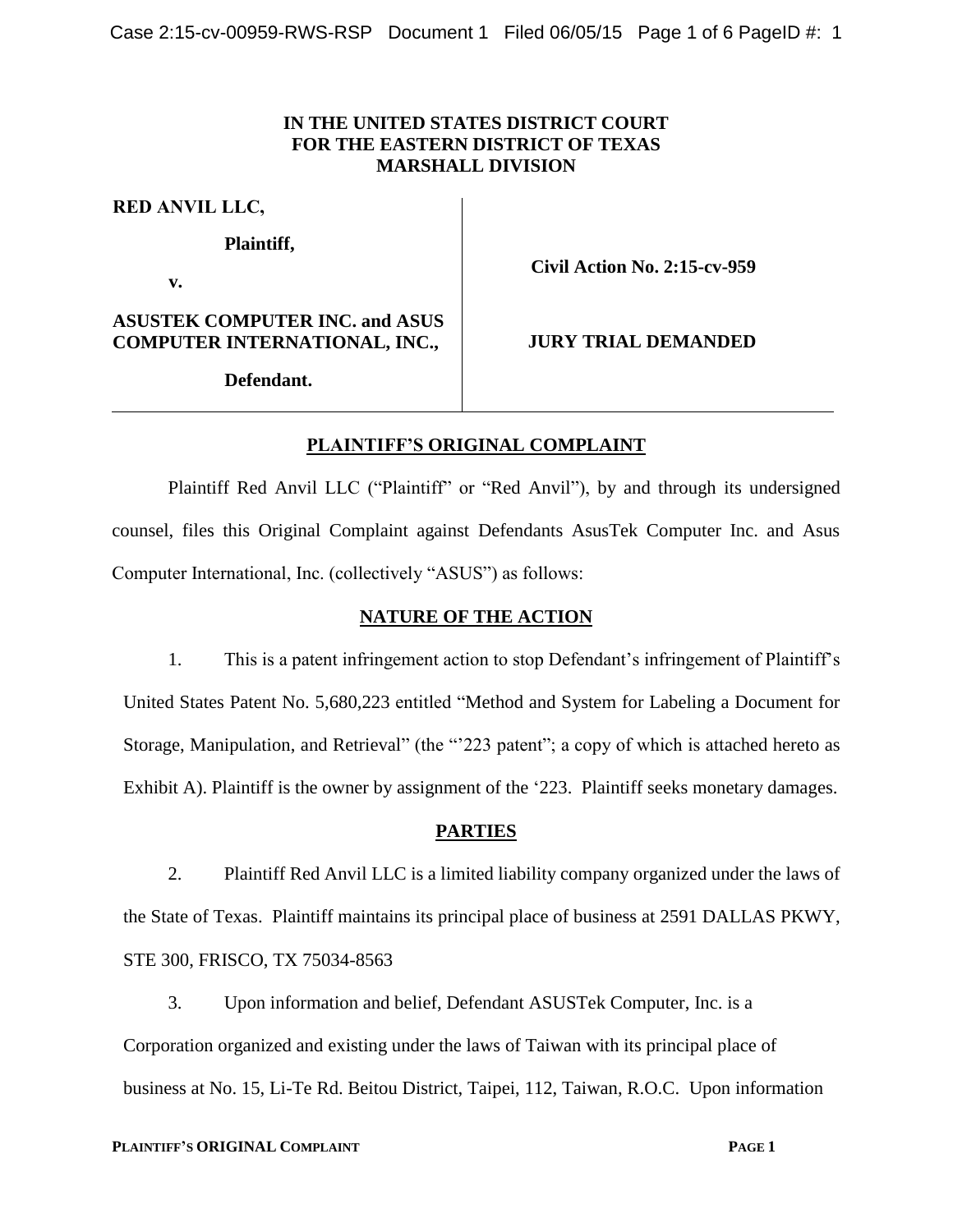**IN THE UNITED STATES DISTRICT COURT**
**FOR THE EASTERN DISTRICT OF TEXAS**
**MARSHALL DIVISION**

| | |
|---|---|
| **RED ANVIL LLC,** | |
| **Plaintiff,** | **Civil Action No. 2:15-cv-959** |
| **v.** | |
| **ASUSTEK COMPUTER INC. and ASUS COMPUTER INTERNATIONAL, INC.,** | **JURY TRIAL DEMANDED** |
| **Defendant.** | |

## PLAINTIFF'S ORIGINAL COMPLAINT

Plaintiff Red Anvil LLC ("Plaintiff" or "Red Anvil"), by and through its undersigned counsel, files this Original Complaint against Defendants AsusTek Computer Inc. and Asus Computer International, Inc. (collectively "ASUS") as follows:

## NATURE OF THE ACTION

1. This is a patent infringement action to stop Defendant's infringement of Plaintiff's United States Patent No. 5,680,223 entitled "Method and System for Labeling a Document for Storage, Manipulation, and Retrieval" (the "'223 patent"; a copy of which is attached hereto as Exhibit A). Plaintiff is the owner by assignment of the '223. Plaintiff seeks monetary damages.

## PARTIES

2. Plaintiff Red Anvil LLC is a limited liability company organized under the laws of the State of Texas. Plaintiff maintains its principal place of business at 2591 DALLAS PKWY, STE 300, FRISCO, TX 75034-8563

3. Upon information and belief, Defendant ASUSTek Computer, Inc. is a Corporation organized and existing under the laws of Taiwan with its principal place of business at No. 15, Li-Te Rd. Beitou District, Taipei, 112, Taiwan, R.O.C. Upon information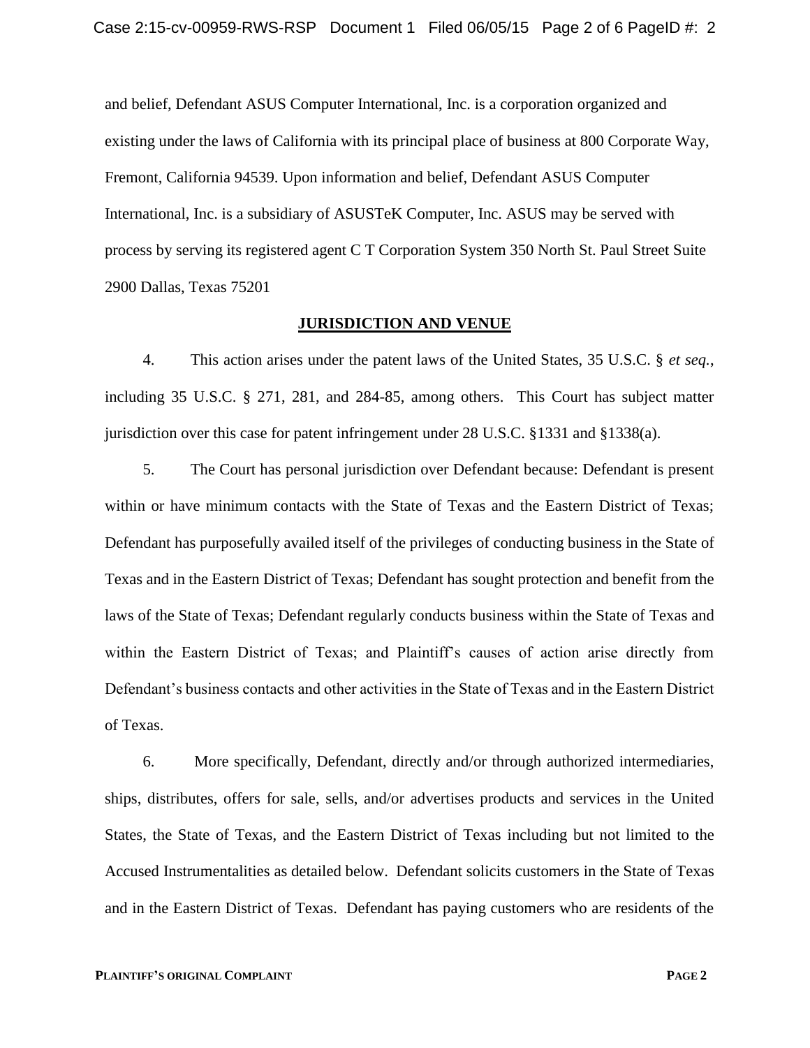and belief, Defendant ASUS Computer International, Inc. is a corporation organized and existing under the laws of California with its principal place of business at 800 Corporate Way, Fremont, California 94539. Upon information and belief, Defendant ASUS Computer International, Inc. is a subsidiary of ASUSTeK Computer, Inc. ASUS may be served with process by serving its registered agent C T Corporation System 350 North St. Paul Street Suite 2900 Dallas, Texas 75201

## JURISDICTION AND VENUE

4. This action arises under the patent laws of the United States, 35 U.S.C. § *et seq.*, including 35 U.S.C. § 271, 281, and 284-85, among others. This Court has subject matter jurisdiction over this case for patent infringement under 28 U.S.C. §1331 and §1338(a).

5. The Court has personal jurisdiction over Defendant because: Defendant is present within or have minimum contacts with the State of Texas and the Eastern District of Texas; Defendant has purposefully availed itself of the privileges of conducting business in the State of Texas and in the Eastern District of Texas; Defendant has sought protection and benefit from the laws of the State of Texas; Defendant regularly conducts business within the State of Texas and within the Eastern District of Texas; and Plaintiff's causes of action arise directly from Defendant's business contacts and other activities in the State of Texas and in the Eastern District of Texas.

6. More specifically, Defendant, directly and/or through authorized intermediaries, ships, distributes, offers for sale, sells, and/or advertises products and services in the United States, the State of Texas, and the Eastern District of Texas including but not limited to the Accused Instrumentalities as detailed below. Defendant solicits customers in the State of Texas and in the Eastern District of Texas. Defendant has paying customers who are residents of the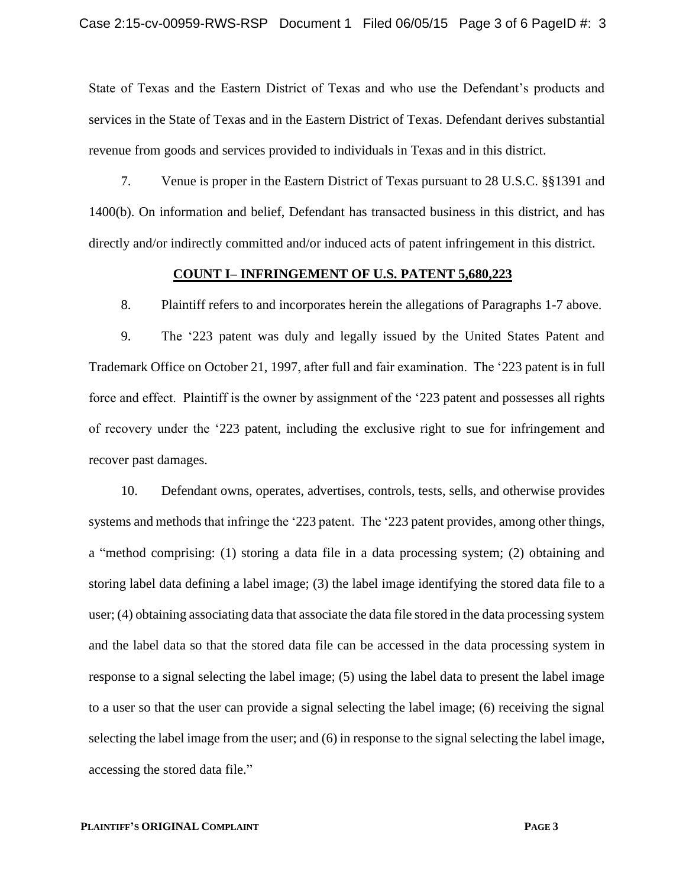State of Texas and the Eastern District of Texas and who use the Defendant's products and services in the State of Texas and in the Eastern District of Texas. Defendant derives substantial revenue from goods and services provided to individuals in Texas and in this district.

7. Venue is proper in the Eastern District of Texas pursuant to 28 U.S.C. §§1391 and 1400(b). On information and belief, Defendant has transacted business in this district, and has directly and/or indirectly committed and/or induced acts of patent infringement in this district.

**COUNT I– INFRINGEMENT OF U.S. PATENT 5,680,223**

8. Plaintiff refers to and incorporates herein the allegations of Paragraphs 1-7 above.

9. The '223 patent was duly and legally issued by the United States Patent and Trademark Office on October 21, 1997, after full and fair examination. The '223 patent is in full force and effect. Plaintiff is the owner by assignment of the '223 patent and possesses all rights of recovery under the '223 patent, including the exclusive right to sue for infringement and recover past damages.

10. Defendant owns, operates, advertises, controls, tests, sells, and otherwise provides systems and methods that infringe the '223 patent. The '223 patent provides, among other things, a "method comprising: (1) storing a data file in a data processing system; (2) obtaining and storing label data defining a label image; (3) the label image identifying the stored data file to a user; (4) obtaining associating data that associate the data file stored in the data processing system and the label data so that the stored data file can be accessed in the data processing system in response to a signal selecting the label image; (5) using the label data to present the label image to a user so that the user can provide a signal selecting the label image; (6) receiving the signal selecting the label image from the user; and (6) in response to the signal selecting the label image, accessing the stored data file."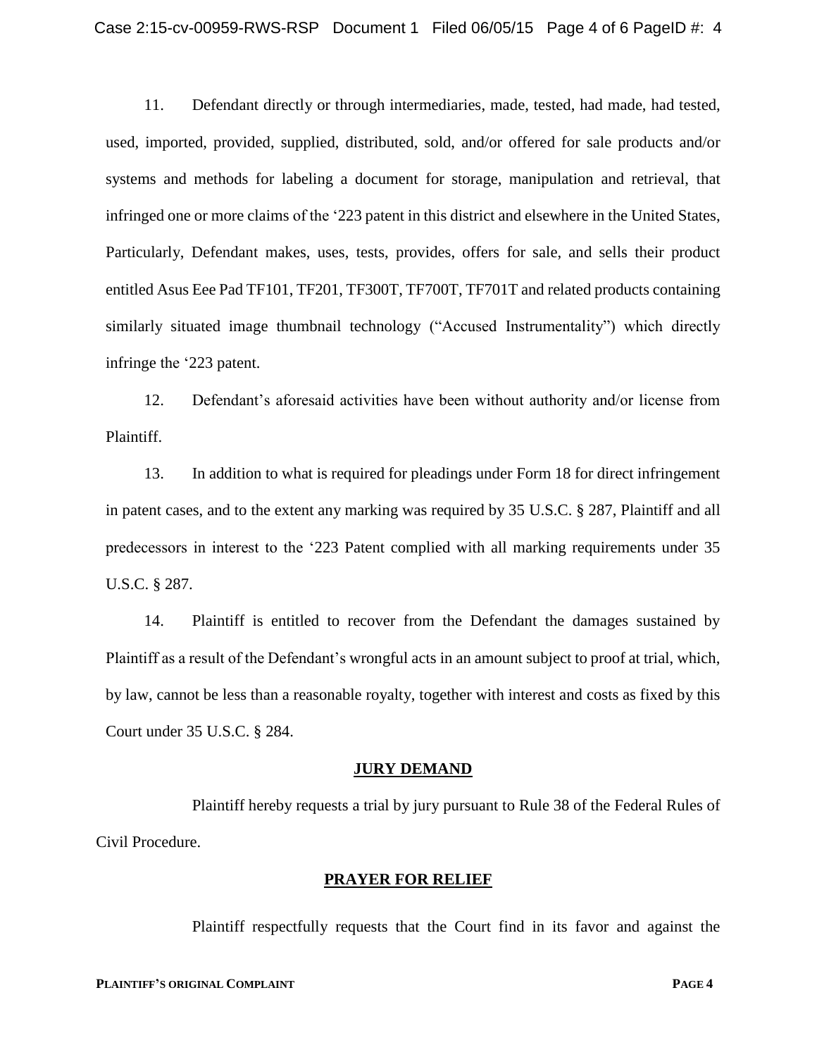11. Defendant directly or through intermediaries, made, tested, had made, had tested, used, imported, provided, supplied, distributed, sold, and/or offered for sale products and/or systems and methods for labeling a document for storage, manipulation and retrieval, that infringed one or more claims of the '223 patent in this district and elsewhere in the United States, Particularly, Defendant makes, uses, tests, provides, offers for sale, and sells their product entitled Asus Eee Pad TF101, TF201, TF300T, TF700T, TF701T and related products containing similarly situated image thumbnail technology ("Accused Instrumentality") which directly infringe the '223 patent.

12. Defendant's aforesaid activities have been without authority and/or license from Plaintiff.

13. In addition to what is required for pleadings under Form 18 for direct infringement in patent cases, and to the extent any marking was required by 35 U.S.C. § 287, Plaintiff and all predecessors in interest to the '223 Patent complied with all marking requirements under 35 U.S.C. § 287.

14. Plaintiff is entitled to recover from the Defendant the damages sustained by Plaintiff as a result of the Defendant's wrongful acts in an amount subject to proof at trial, which, by law, cannot be less than a reasonable royalty, together with interest and costs as fixed by this Court under 35 U.S.C. § 284.

## JURY DEMAND

Plaintiff hereby requests a trial by jury pursuant to Rule 38 of the Federal Rules of Civil Procedure.

## PRAYER FOR RELIEF

Plaintiff respectfully requests that the Court find in its favor and against the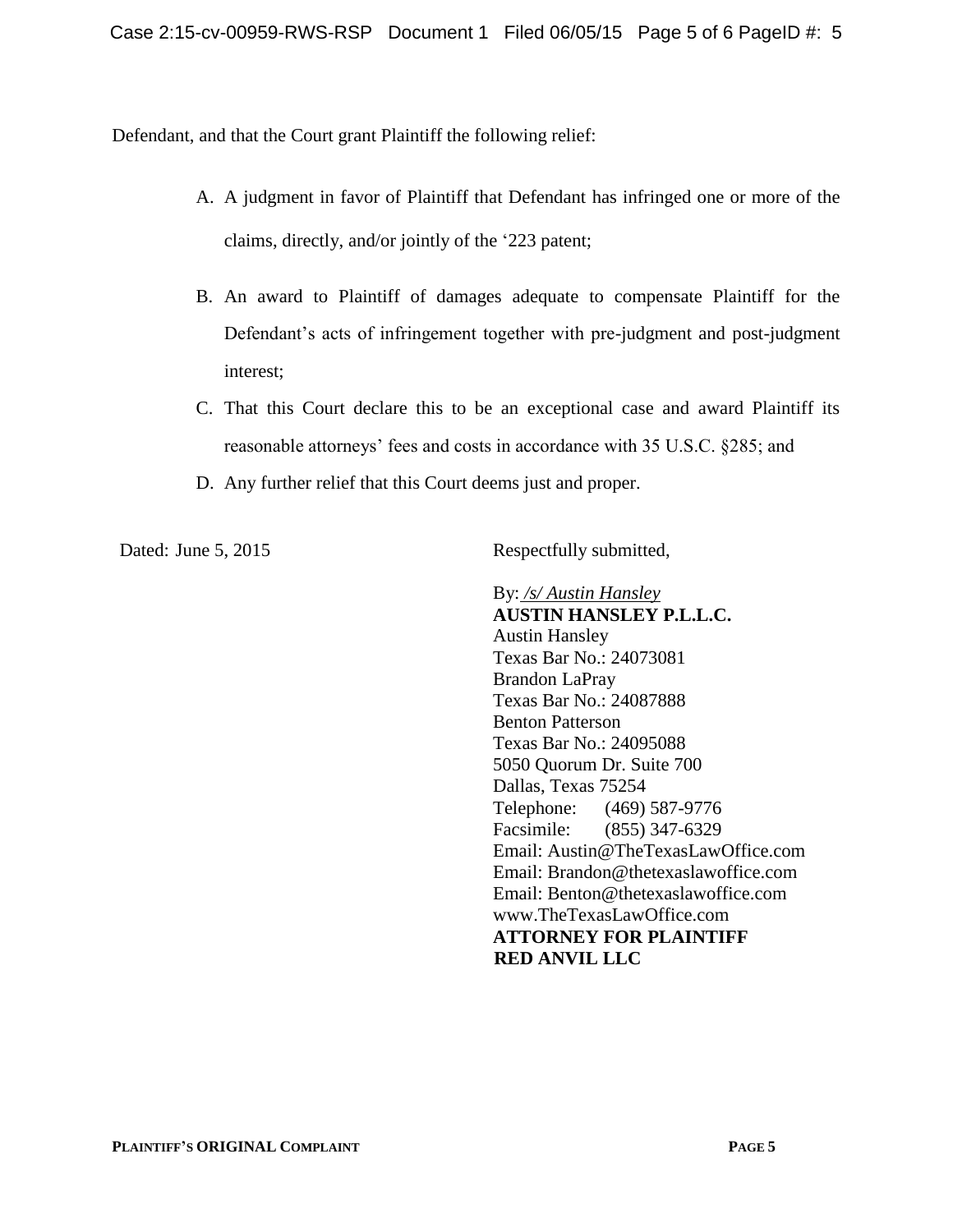Defendant, and that the Court grant Plaintiff the following relief:

A. A judgment in favor of Plaintiff that Defendant has infringed one or more of the claims, directly, and/or jointly of the '223 patent;

B. An award to Plaintiff of damages adequate to compensate Plaintiff for the Defendant's acts of infringement together with pre-judgment and post-judgment interest;

C. That this Court declare this to be an exceptional case and award Plaintiff its reasonable attorneys' fees and costs in accordance with 35 U.S.C. §285; and

D. Any further relief that this Court deems just and proper.

Dated: June 5, 2015

Respectfully submitted,

By: */s/ Austin Hansley*
**AUSTIN HANSLEY P.L.L.C.**
Austin Hansley
Texas Bar No.: 24073081
Brandon LaPray
Texas Bar No.: 24087888
Benton Patterson
Texas Bar No.: 24095088
5050 Quorum Dr. Suite 700
Dallas, Texas 75254
Telephone: (469) 587-9776
Facsimile: (855) 347-6329
Email: Austin@TheTexasLawOffice.com
Email: Brandon@thetexaslawoffice.com
Email: Benton@thetexaslawoffice.com
www.TheTexasLawOffice.com
**ATTORNEY FOR PLAINTIFF**
**RED ANVIL LLC**